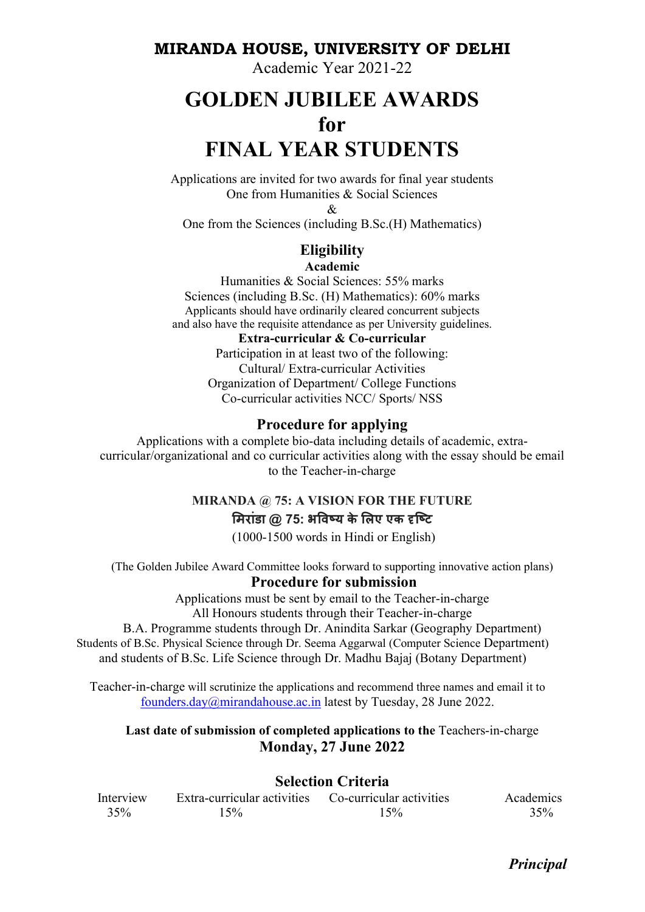**MIRANDA HOUSE, UNIVERSITY OF DELHI**

Academic Year 2021-22

# GOLDEN JUBILEE AWARDS for FINAL YEAR STUDENTS

Applications are invited for two awards for final year students
One from Humanities & Social Sciences
&
One from the Sciences (including B.Sc.(H) Mathematics)

## Eligibility

**Academic**

Humanities & Social Sciences: 55% marks
Sciences (including B.Sc. (H) Mathematics): 60% marks
Applicants should have ordinarily cleared concurrent subjects and also have the requisite attendance as per University guidelines.

**Extra-curricular & Co-curricular**

Participation in at least two of the following:
Cultural/ Extra-curricular Activities
Organization of Department/ College Functions
Co-curricular activities NCC/ Sports/ NSS

## Procedure for applying

Applications with a complete bio-data including details of academic, extra-curricular/organizational and co curricular activities along with the essay should be email to the Teacher-in-charge

**MIRANDA @ 75: A VISION FOR THE FUTURE**

**मिरांडा @ 75: भविष्य के लिए एक दृष्टि**

(1000-1500 words in Hindi or English)

(The Golden Jubilee Award Committee looks forward to supporting innovative action plans)

## Procedure for submission

Applications must be sent by email to the Teacher-in-charge
All Honours students through their Teacher-in-charge
B.A. Programme students through Dr. Anindita Sarkar (Geography Department)
Students of B.Sc. Physical Science through Dr. Seema Aggarwal (Computer Science Department)
and students of B.Sc. Life Science through Dr. Madhu Bajaj (Botany Department)

Teacher-in-charge will scrutinize the applications and recommend three names and email it to founders.day@mirandahouse.ac.in latest by Tuesday, 28 June 2022.

**Last date of submission of completed applications to the** Teachers-in-charge
**Monday, 27 June 2022**

## Selection Criteria

| Interview | Extra-curricular activities | Co-curricular activities | Academics |
|---|---|---|---|
| 35% | 15% | 15% | 35% |

***Principal***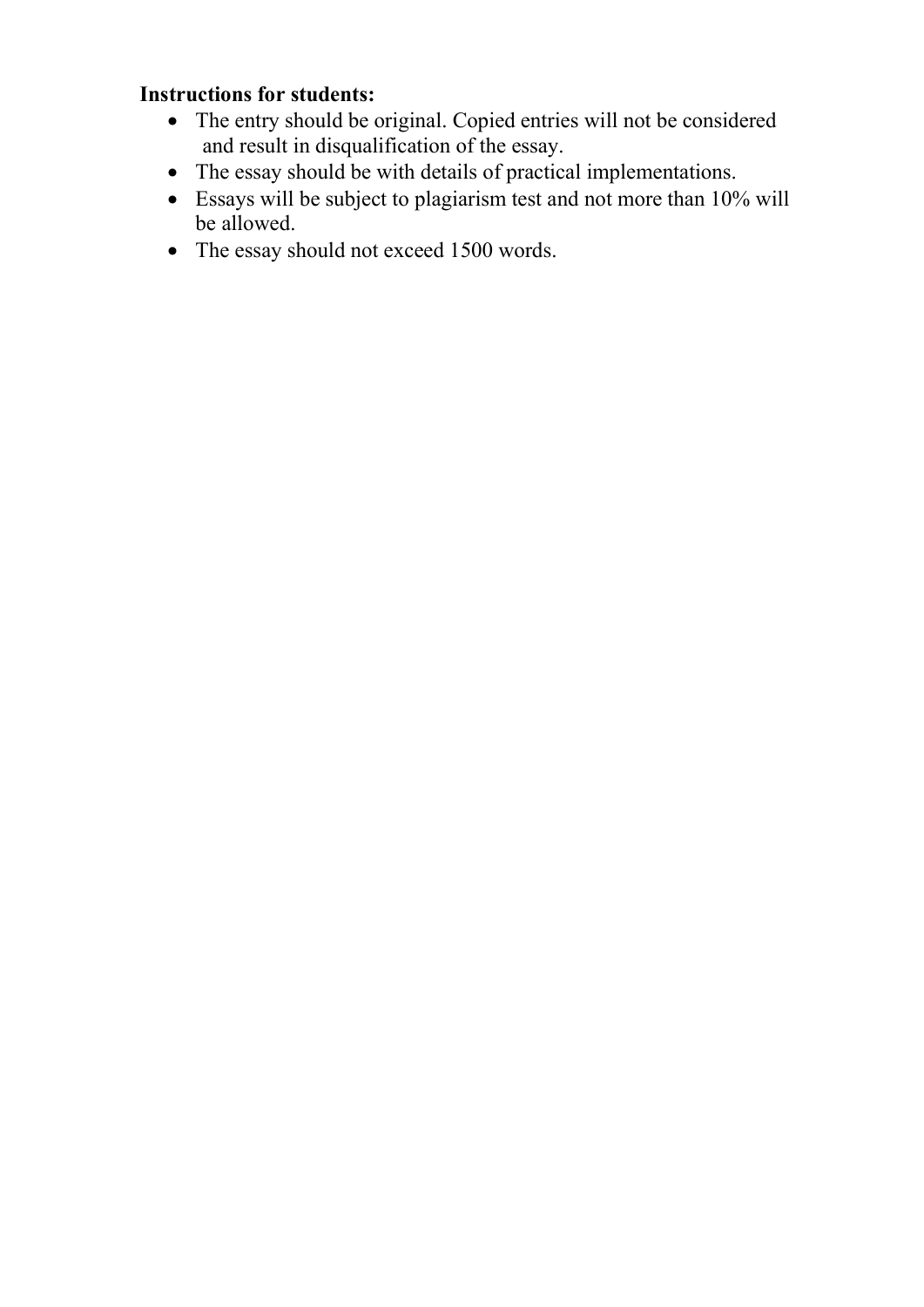**Instructions for students:**

- The entry should be original. Copied entries will not be considered and result in disqualification of the essay.
- The essay should be with details of practical implementations.
- Essays will be subject to plagiarism test and not more than 10% will be allowed.
- The essay should not exceed 1500 words.